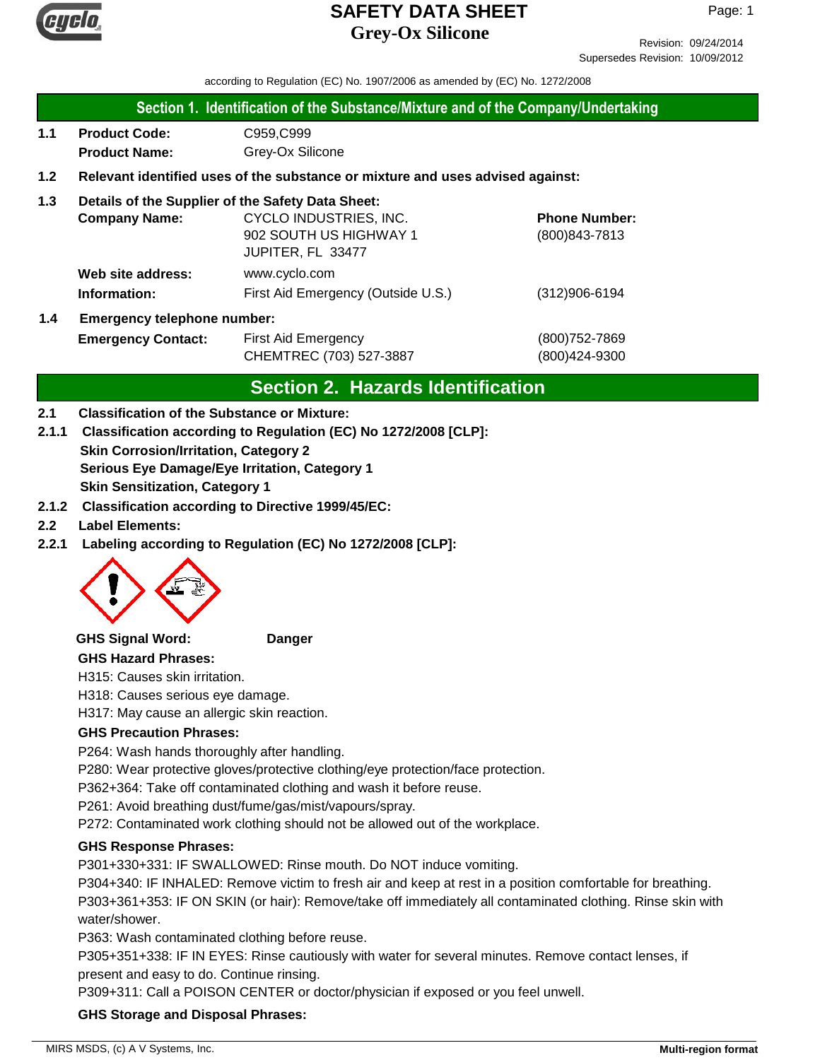# SAFETY DATA SHEET
## Grey-Ox Silicone

Revision: 09/24/2014
Supersedes Revision: 10/09/2012

according to Regulation (EC) No. 1907/2006 as amended by (EC) No. 1272/2008

## Section 1. Identification of the Substance/Mixture and of the Company/Undertaking

**1.1 Product Code:** C959,C999
**Product Name:** Grey-Ox Silicone

**1.2 Relevant identified uses of the substance or mixture and uses advised against:**

**1.3 Details of the Supplier of the Safety Data Sheet:**

**Company Name:** CYCLO INDUSTRIES, INC.
902 SOUTH US HIGHWAY 1
JUPITER, FL 33477

**Phone Number:** (800)843-7813

**Web site address:** www.cyclo.com

**Information:** First Aid Emergency (Outside U.S.) (312)906-6194

**1.4 Emergency telephone number:**

**Emergency Contact:** First Aid Emergency (800)752-7869
CHEMTREC (703) 527-3887 (800)424-9300

## Section 2. Hazards Identification

**2.1 Classification of the Substance or Mixture:**

**2.1.1 Classification according to Regulation (EC) No 1272/2008 [CLP]:**
**Skin Corrosion/Irritation, Category 2**
**Serious Eye Damage/Eye Irritation, Category 1**
**Skin Sensitization, Category 1**

**2.1.2 Classification according to Directive 1999/45/EC:**

**2.2 Label Elements:**

**2.2.1 Labeling according to Regulation (EC) No 1272/2008 [CLP]:**

**GHS Signal Word:** **Danger**

**GHS Hazard Phrases:**

H315: Causes skin irritation.
H318: Causes serious eye damage.
H317: May cause an allergic skin reaction.

**GHS Precaution Phrases:**

P264: Wash hands thoroughly after handling.
P280: Wear protective gloves/protective clothing/eye protection/face protection.
P362+364: Take off contaminated clothing and wash it before reuse.
P261: Avoid breathing dust/fume/gas/mist/vapours/spray.
P272: Contaminated work clothing should not be allowed out of the workplace.

**GHS Response Phrases:**

P301+330+331: IF SWALLOWED: Rinse mouth. Do NOT induce vomiting.
P304+340: IF INHALED: Remove victim to fresh air and keep at rest in a position comfortable for breathing.
P303+361+353: IF ON SKIN (or hair): Remove/take off immediately all contaminated clothing. Rinse skin with water/shower.
P363: Wash contaminated clothing before reuse.
P305+351+338: IF IN EYES: Rinse cautiously with water for several minutes. Remove contact lenses, if present and easy to do. Continue rinsing.
P309+311: Call a POISON CENTER or doctor/physician if exposed or you feel unwell.

**GHS Storage and Disposal Phrases:**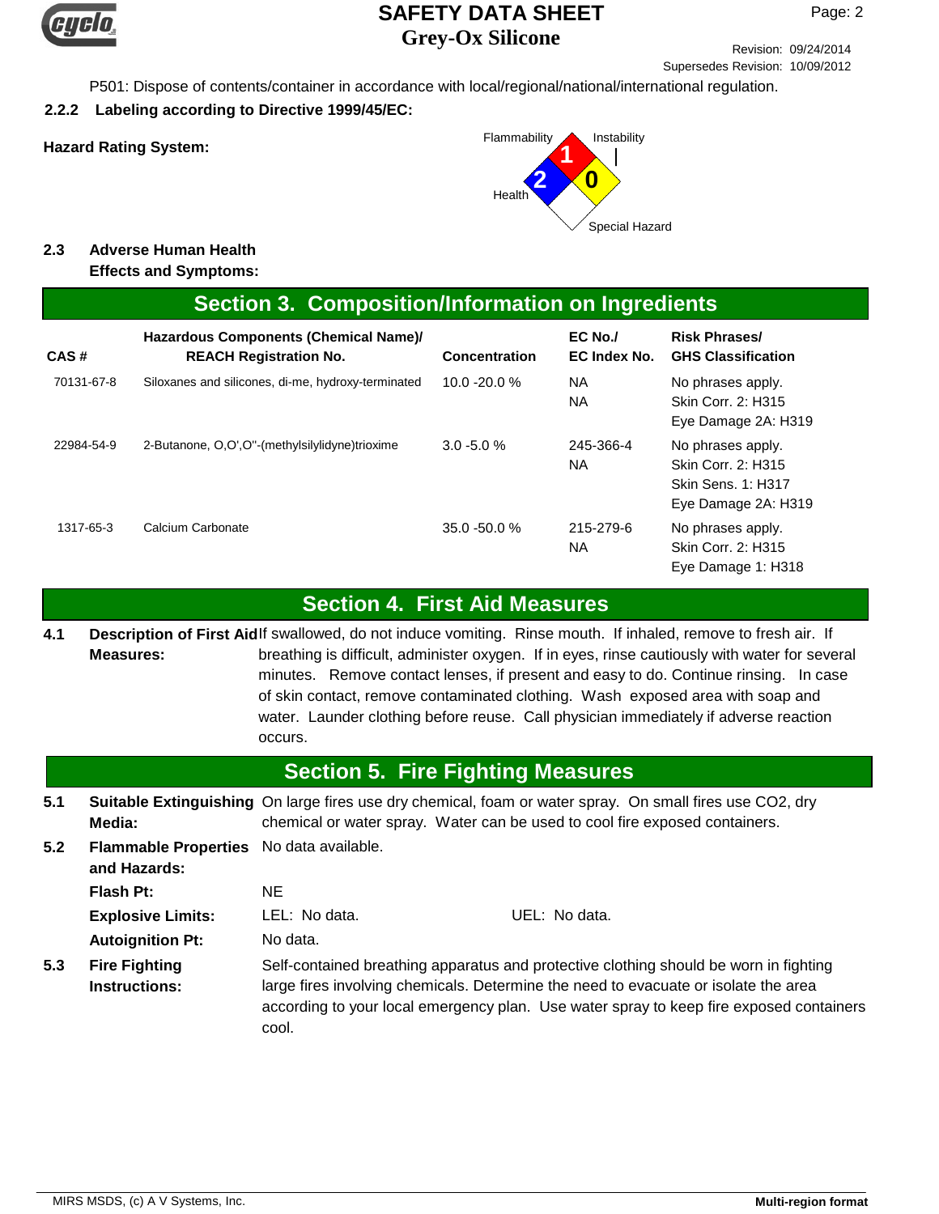P501: Dispose of contents/container in accordance with local/regional/national/international regulation.

**2.2.2 Labeling according to Directive 1999/45/EC:**

**Hazard Rating System:**

Flammability: 1
Instability: 0
Health: 2
Special Hazard

**2.3 Adverse Human Health Effects and Symptoms:**

## Section 3. Composition/Information on Ingredients

| CAS # | Hazardous Components (Chemical Name)/ REACH Registration No. | Concentration | EC No./ EC Index No. | Risk Phrases/ GHS Classification |
|---|---|---|---|---|
| 70131-67-8 | Siloxanes and silicones, di-me, hydroxy-terminated | 10.0 -20.0 % | NA<br>NA | No phrases apply.<br>Skin Corr. 2: H315<br>Eye Damage 2A: H319 |
| 22984-54-9 | 2-Butanone, O,O',O''-(methylsilylidyne)trioxime | 3.0 -5.0 % | 245-366-4<br>NA | No phrases apply.<br>Skin Corr. 2: H315<br>Skin Sens. 1: H317<br>Eye Damage 2A: H319 |
| 1317-65-3 | Calcium Carbonate | 35.0 -50.0 % | 215-279-6<br>NA | No phrases apply.<br>Skin Corr. 2: H315<br>Eye Damage 1: H318 |

## Section 4. First Aid Measures

**4.1 Description of First Aid Measures:** If swallowed, do not induce vomiting. Rinse mouth. If inhaled, remove to fresh air. If breathing is difficult, administer oxygen. If in eyes, rinse cautiously with water for several minutes. Remove contact lenses, if present and easy to do. Continue rinsing. In case of skin contact, remove contaminated clothing. Wash exposed area with soap and water. Launder clothing before reuse. Call physician immediately if adverse reaction occurs.

## Section 5. Fire Fighting Measures

**5.1 Suitable Extinguishing Media:** On large fires use dry chemical, foam or water spray. On small fires use $CO_2$, dry chemical or water spray. Water can be used to cool fire exposed containers.

**5.2 Flammable Properties and Hazards:** No data available.

**Flash Pt:** NE

**Explosive Limits:** LEL: No data. UEL: No data.

**Autoignition Pt:** No data.

**5.3 Fire Fighting Instructions:** Self-contained breathing apparatus and protective clothing should be worn in fighting large fires involving chemicals. Determine the need to evacuate or isolate the area according to your local emergency plan. Use water spray to keep fire exposed containers cool.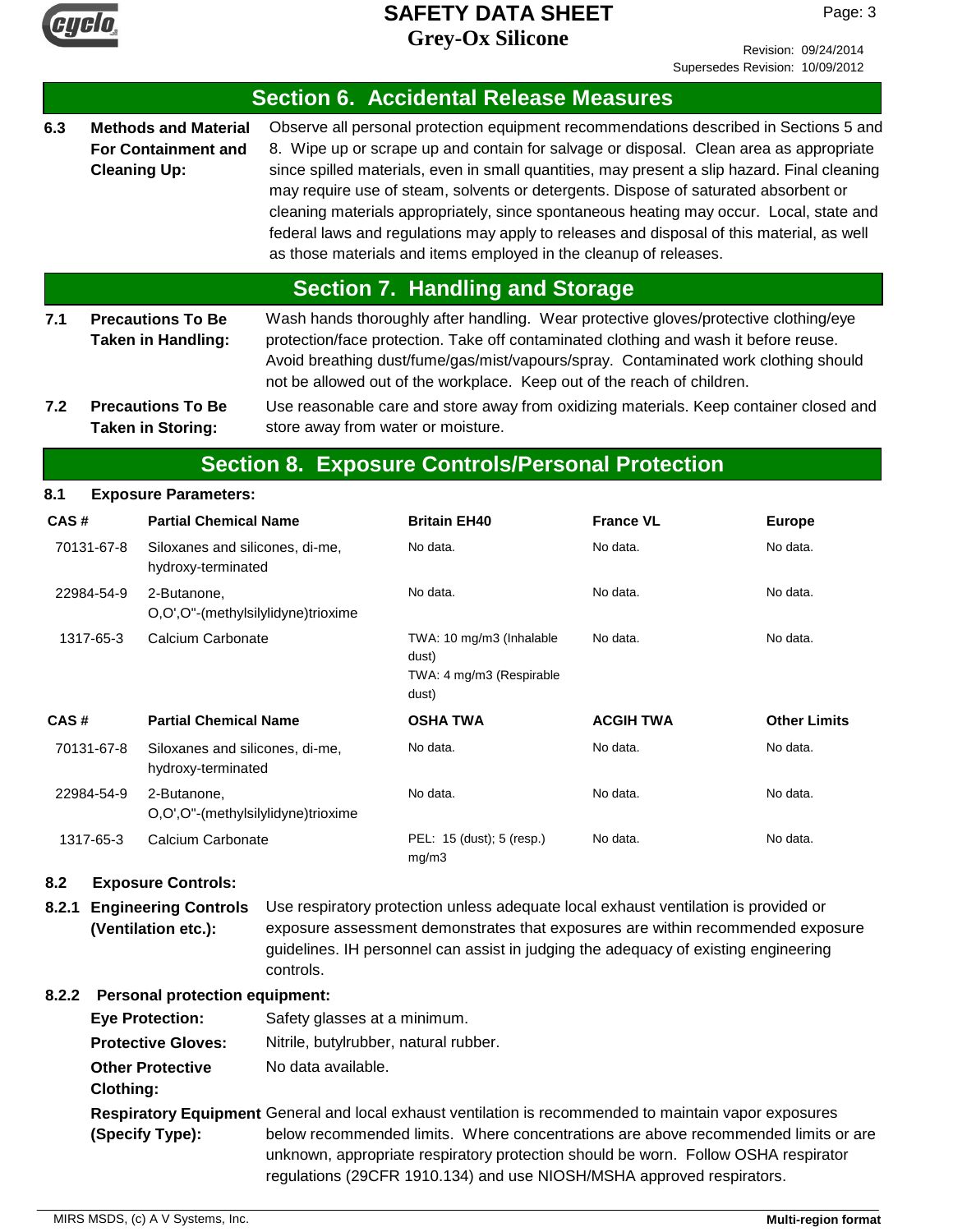## Section 6. Accidental Release Measures

**6.3 Methods and Material For Containment and Cleaning Up:** Observe all personal protection equipment recommendations described in Sections 5 and 8. Wipe up or scrape up and contain for salvage or disposal. Clean area as appropriate since spilled materials, even in small quantities, may present a slip hazard. Final cleaning may require use of steam, solvents or detergents. Dispose of saturated absorbent or cleaning materials appropriately, since spontaneous heating may occur. Local, state and federal laws and regulations may apply to releases and disposal of this material, as well as those materials and items employed in the cleanup of releases.

## Section 7. Handling and Storage

**7.1 Precautions To Be Taken in Handling:** Wash hands thoroughly after handling. Wear protective gloves/protective clothing/eye protection/face protection. Take off contaminated clothing and wash it before reuse. Avoid breathing dust/fume/gas/mist/vapours/spray. Contaminated work clothing should not be allowed out of the workplace. Keep out of the reach of children.

**7.2 Precautions To Be Taken in Storing:** Use reasonable care and store away from oxidizing materials. Keep container closed and store away from water or moisture.

## Section 8. Exposure Controls/Personal Protection

**8.1 Exposure Parameters:**

| CAS # | Partial Chemical Name | Britain EH40 | France VL | Europe |
|---|---|---|---|---|
| 70131-67-8 | Siloxanes and silicones, di-me, hydroxy-terminated | No data. | No data. | No data. |
| 22984-54-9 | 2-Butanone, O,O',O''-(methylsilylidyne)trioxime | No data. | No data. | No data. |
| 1317-65-3 | Calcium Carbonate | TWA: 10 mg/m3 (Inhalable dust) TWA: 4 mg/m3 (Respirable dust) | No data. | No data. |

| CAS # | Partial Chemical Name | OSHA TWA | ACGIH TWA | Other Limits |
|---|---|---|---|---|
| 70131-67-8 | Siloxanes and silicones, di-me, hydroxy-terminated | No data. | No data. | No data. |
| 22984-54-9 | 2-Butanone, O,O',O''-(methylsilylidyne)trioxime | No data. | No data. | No data. |
| 1317-65-3 | Calcium Carbonate | PEL: 15 (dust); 5 (resp.) mg/m3 | No data. | No data. |

**8.2 Exposure Controls:**

**8.2.1 Engineering Controls (Ventilation etc.):** Use respiratory protection unless adequate local exhaust ventilation is provided or exposure assessment demonstrates that exposures are within recommended exposure guidelines. IH personnel can assist in judging the adequacy of existing engineering controls.

**8.2.2 Personal protection equipment:**

**Eye Protection:** Safety glasses at a minimum.

**Protective Gloves:** Nitrile, butylrubber, natural rubber.

**Other Protective Clothing:** No data available.

**Respiratory Equipment (Specify Type):** General and local exhaust ventilation is recommended to maintain vapor exposures below recommended limits. Where concentrations are above recommended limits or are unknown, appropriate respiratory protection should be worn. Follow OSHA respirator regulations (29CFR 1910.134) and use NIOSH/MSHA approved respirators.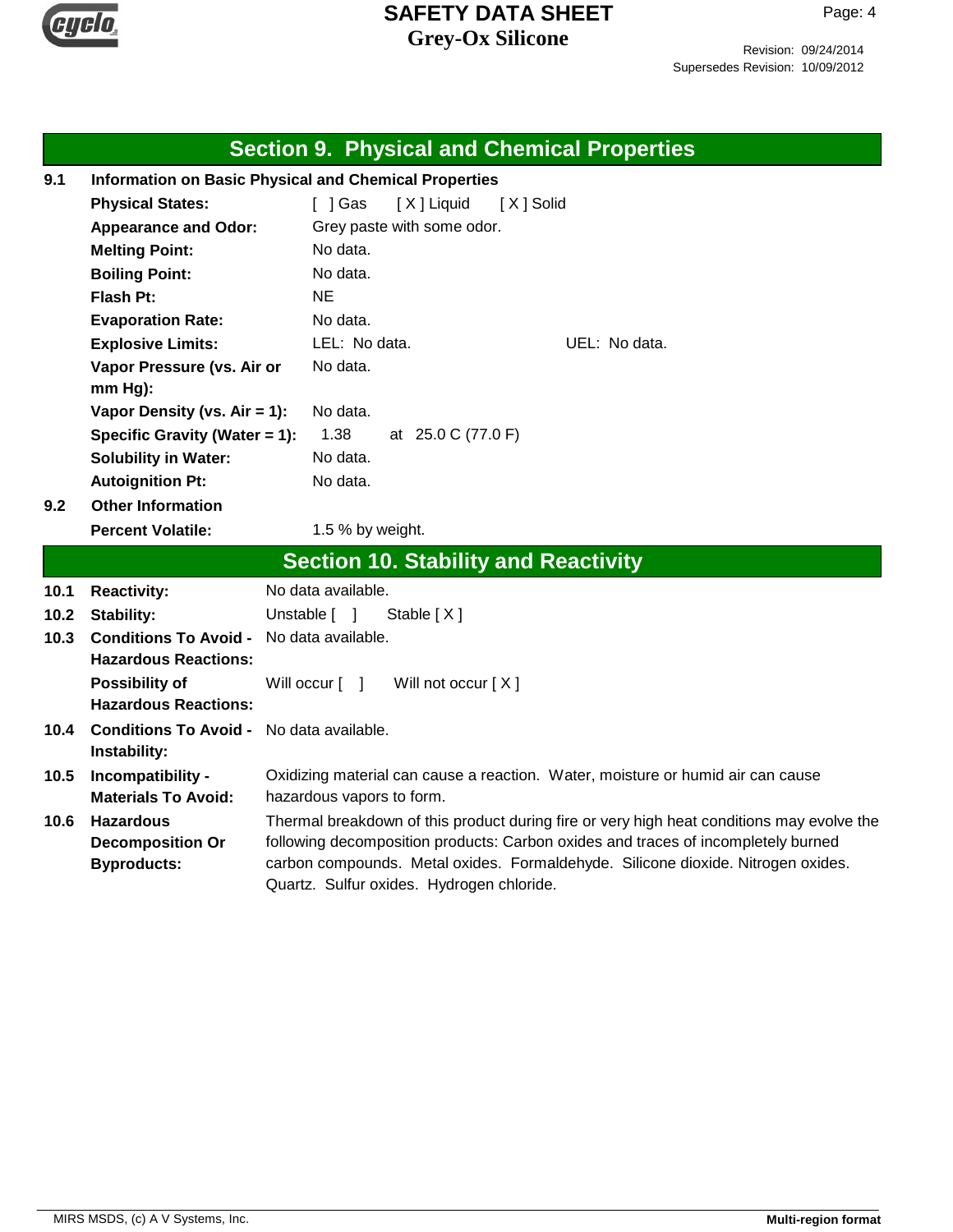## Section 9. Physical and Chemical Properties

**9.1 Information on Basic Physical and Chemical Properties**

| | |
|---|---|
| **Physical States:** | [ ] Gas [ X ] Liquid [ X ] Solid |
| **Appearance and Odor:** | Grey paste with some odor. |
| **Melting Point:** | No data. |
| **Boiling Point:** | No data. |
| **Flash Pt:** | NE |
| **Evaporation Rate:** | No data. |
| **Explosive Limits:** | LEL: No data. UEL: No data. |
| **Vapor Pressure (vs. Air or mm Hg):** | No data. |
| **Vapor Density (vs. Air = 1):** | No data. |
| **Specific Gravity (Water = 1):** | 1.38 at 25.0 C (77.0 F) |
| **Solubility in Water:** | No data. |
| **Autoignition Pt:** | No data. |

**9.2 Other Information**

**Percent Volatile:** 1.5 % by weight.

## Section 10. Stability and Reactivity

| | | |
|---|---|---|
| 10.1 | **Reactivity:** | No data available. |
| 10.2 | **Stability:** | Unstable [ ] Stable [ X ] |
| 10.3 | **Conditions To Avoid - Hazardous Reactions:** | No data available. |
| | **Possibility of Hazardous Reactions:** | Will occur [ ] Will not occur [ X ] |
| 10.4 | **Conditions To Avoid - Instability:** | No data available. |
| 10.5 | **Incompatibility - Materials To Avoid:** | Oxidizing material can cause a reaction. Water, moisture or humid air can cause hazardous vapors to form. |
| 10.6 | **Hazardous Decomposition Or Byproducts:** | Thermal breakdown of this product during fire or very high heat conditions may evolve the following decomposition products: Carbon oxides and traces of incompletely burned carbon compounds. Metal oxides. Formaldehyde. Silicone dioxide. Nitrogen oxides. Quartz. Sulfur oxides. Hydrogen chloride. |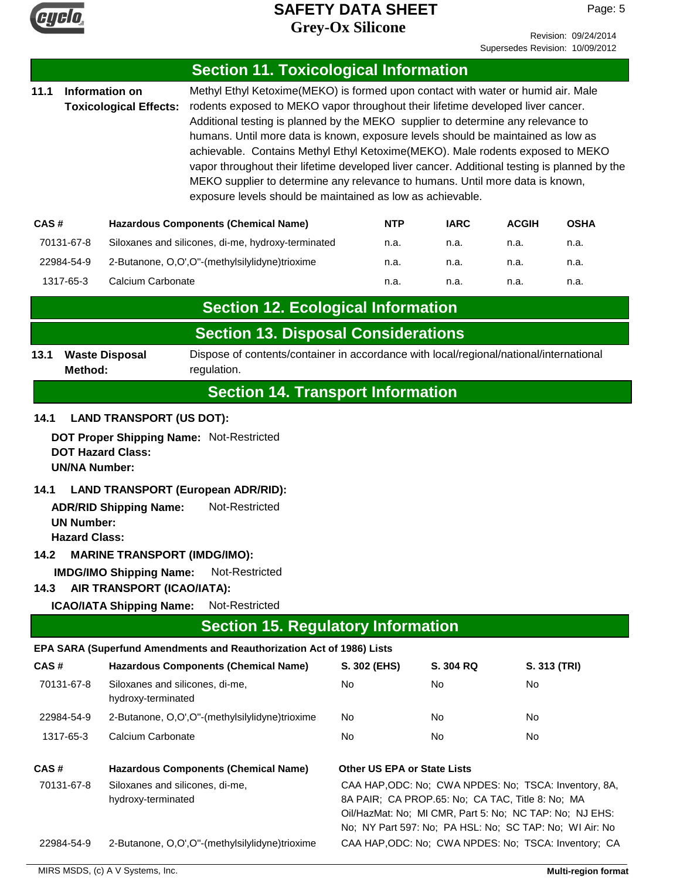## Section 11. Toxicological Information

**11.1 Information on Toxicological Effects:** Methyl Ethyl Ketoxime(MEKO) is formed upon contact with water or humid air. Male rodents exposed to MEKO vapor throughout their lifetime developed liver cancer. Additional testing is planned by the MEKO supplier to determine any relevance to humans. Until more data is known, exposure levels should be maintained as low as achievable. Contains Methyl Ethyl Ketoxime(MEKO). Male rodents exposed to MEKO vapor throughout their lifetime developed liver cancer. Additional testing is planned by the MEKO supplier to determine any relevance to humans. Until more data is known, exposure levels should be maintained as low as achievable.

| CAS # | Hazardous Components (Chemical Name) | NTP | IARC | ACGIH | OSHA |
|---|---|---|---|---|---|
| 70131-67-8 | Siloxanes and silicones, di-me, hydroxy-terminated | n.a. | n.a. | n.a. | n.a. |
| 22984-54-9 | 2-Butanone, O,O',O''-(methylsilylidyne)trioxime | n.a. | n.a. | n.a. | n.a. |
| 1317-65-3 | Calcium Carbonate | n.a. | n.a. | n.a. | n.a. |

## Section 12. Ecological Information

## Section 13. Disposal Considerations

**13.1 Waste Disposal Method:** Dispose of contents/container in accordance with local/regional/national/international regulation.

## Section 14. Transport Information

**14.1 LAND TRANSPORT (US DOT):**

**DOT Proper Shipping Name:** Not-Restricted
**DOT Hazard Class:**
**UN/NA Number:**

**14.1 LAND TRANSPORT (European ADR/RID):**

**ADR/RID Shipping Name:** Not-Restricted
**UN Number:**
**Hazard Class:**

**14.2 MARINE TRANSPORT (IMDG/IMO):**

**IMDG/IMO Shipping Name:** Not-Restricted

**14.3 AIR TRANSPORT (ICAO/IATA):**

**ICAO/IATA Shipping Name:** Not-Restricted

## Section 15. Regulatory Information

**EPA SARA (Superfund Amendments and Reauthorization Act of 1986) Lists**

| CAS # | Hazardous Components (Chemical Name) | S. 302 (EHS) | S. 304 RQ | S. 313 (TRI) |
|---|---|---|---|---|
| 70131-67-8 | Siloxanes and silicones, di-me, hydroxy-terminated | No | No | No |
| 22984-54-9 | 2-Butanone, O,O',O''-(methylsilylidyne)trioxime | No | No | No |
| 1317-65-3 | Calcium Carbonate | No | No | No |

| CAS # | Hazardous Components (Chemical Name) | Other US EPA or State Lists |
|---|---|---|
| 70131-67-8 | Siloxanes and silicones, di-me, hydroxy-terminated | CAA HAP,ODC: No; CWA NPDES: No; TSCA: Inventory, 8A, 8A PAIR; CA PROP.65: No; CA TAC, Title 8: No; MA Oil/HazMat: No; MI CMR, Part 5: No; NC TAP: No; NJ EHS: No; NY Part 597: No; PA HSL: No; SC TAP: No; WI Air: No |
| 22984-54-9 | 2-Butanone, O,O',O''-(methylsilylidyne)trioxime | CAA HAP,ODC: No; CWA NPDES: No; TSCA: Inventory; CA |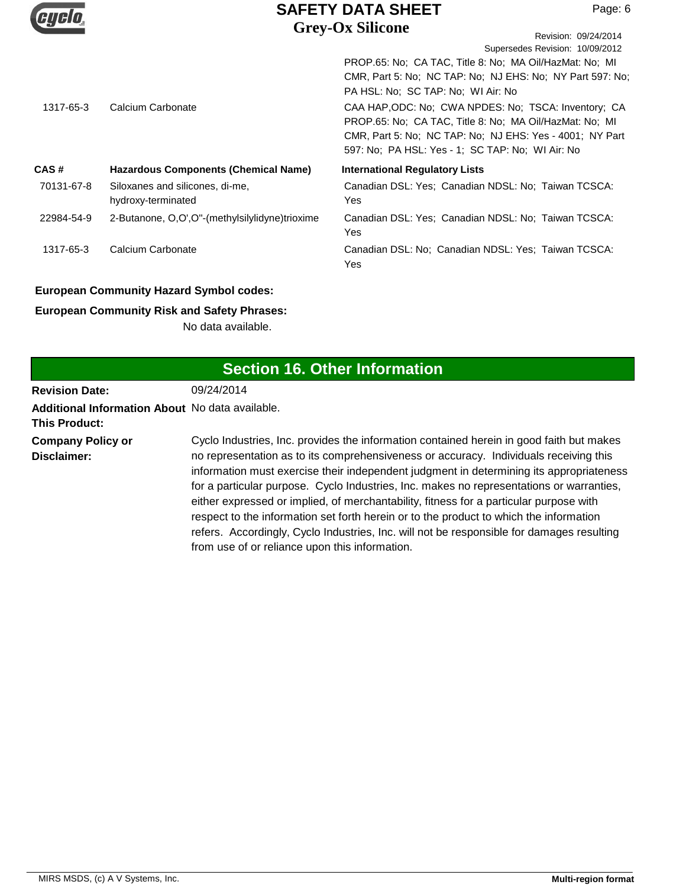| | | |
|---|---|---|
| | | PROP.65: No; CA TAC, Title 8: No; MA Oil/HazMat: No; MI CMR, Part 5: No; NC TAP: No; NJ EHS: No; NY Part 597: No; PA HSL: No; SC TAP: No; WI Air: No |
| 1317-65-3 | Calcium Carbonate | CAA HAP,ODC: No; CWA NPDES: No; TSCA: Inventory; CA PROP.65: No; CA TAC, Title 8: No; MA Oil/HazMat: No; MI CMR, Part 5: No; NC TAP: No; NJ EHS: Yes - 4001; NY Part 597: No; PA HSL: Yes - 1; SC TAP: No; WI Air: No |

| CAS # | Hazardous Components (Chemical Name) | International Regulatory Lists |
|---|---|---|
| 70131-67-8 | Siloxanes and silicones, di-me, hydroxy-terminated | Canadian DSL: Yes; Canadian NDSL: No; Taiwan TCSCA: Yes |
| 22984-54-9 | 2-Butanone, O,O',O''-(methylsilylidyne)trioxime | Canadian DSL: Yes; Canadian NDSL: No; Taiwan TCSCA: Yes |
| 1317-65-3 | Calcium Carbonate | Canadian DSL: No; Canadian NDSL: Yes; Taiwan TCSCA: Yes |

**European Community Hazard Symbol codes:**

**European Community Risk and Safety Phrases:**

No data available.

## Section 16. Other Information

**Revision Date:** 09/24/2014

**Additional Information About This Product:** No data available.

**Company Policy or Disclaimer:** Cyclo Industries, Inc. provides the information contained herein in good faith but makes no representation as to its comprehensiveness or accuracy. Individuals receiving this information must exercise their independent judgment in determining its appropriateness for a particular purpose. Cyclo Industries, Inc. makes no representations or warranties, either expressed or implied, of merchantability, fitness for a particular purpose with respect to the information set forth herein or to the product to which the information refers. Accordingly, Cyclo Industries, Inc. will not be responsible for damages resulting from use of or reliance upon this information.